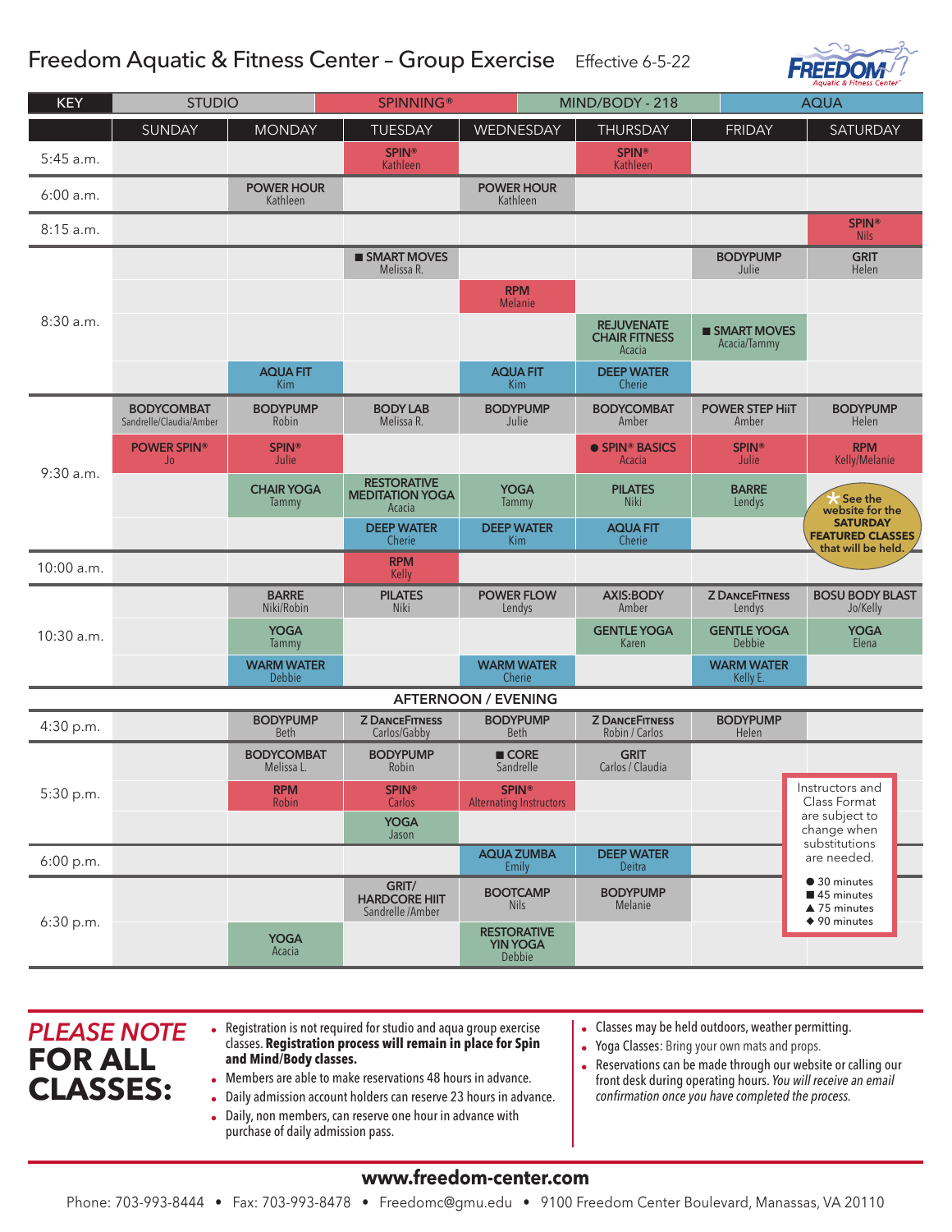# Freedom Aquatic & Fitness Center – Group Exercise

Effective 6-5-22

KEY: STUDIO | SPINNING® | MIND/BODY - 218 | AQUA

| | SUNDAY | MONDAY | TUESDAY | WEDNESDAY | THURSDAY | FRIDAY | SATURDAY |
|---|---|---|---|---|---|---|---|
| 5:45 a.m. | | | SPIN® Kathleen | | SPIN® Kathleen | | |
| 6:00 a.m. | | POWER HOUR Kathleen | | POWER HOUR Kathleen | | | |
| 8:15 a.m. | | | | | | | SPIN® Nils |
| 8:30 a.m. | | | ■ SMART MOVES Melissa R. | | | BODYPUMP Julie | GRIT Helen |
| | | | | RPM Melanie | | | |
| | | | | | REJUVENATE CHAIR FITNESS Acacia | ■ SMART MOVES Acacia/Tammy | |
| | | AQUA FIT Kim | | AQUA FIT Kim | DEEP WATER Cherie | | |
| 9:30 a.m. | BODYCOMBAT Sandrelle/Claudia/Amber | BODYPUMP Robin | BODY LAB Melissa R. | BODYPUMP Julie | BODYCOMBAT Amber | POWER STEP HiiT Amber | BODYPUMP Helen |
| | POWER SPIN® Jo | SPIN® Julie | | | ● SPIN® BASICS Acacia | SPIN® Julie | RPM Kelly/Melanie |
| | | CHAIR YOGA Tammy | RESTORATIVE MEDITATION YOGA Acacia | YOGA Tammy | PILATES Niki | BARRE Lendys | ★ See the website for the SATURDAY FEATURED CLASSES that will be held. |
| | | | DEEP WATER Cherie | DEEP WATER Kim | AQUA FIT Cherie | | |
| 10:00 a.m. | | | RPM Kelly | | | | |
| 10:30 a.m. | | BARRE Niki/Robin | PILATES Niki | POWER FLOW Lendys | AXIS:BODY Amber | Z DANCEFITNESS Lendys | BOSU BODY BLAST Jo/Kelly |
| | | YOGA Tammy | | | GENTLE YOGA Karen | GENTLE YOGA Debbie | YOGA Elena |
| | | WARM WATER Debbie | | WARM WATER Cherie | | WARM WATER Kelly E. | |
| **AFTERNOON / EVENING** | | | | | | | |
| 4:30 p.m. | | BODYPUMP Beth | Z DANCEFITNESS Carlos/Gabby | BODYPUMP Beth | Z DANCEFITNESS Robin / Carlos | BODYPUMP Helen | |
| 5:30 p.m. | | BODYCOMBAT Melissa L. | BODYPUMP Robin | ■ CORE Sandrelle | GRIT Carlos / Claudia | | |
| | | RPM Robin | SPIN® Carlos | SPIN® Alternating Instructors | | | |
| | | | YOGA Jason | | | | |
| 6:00 p.m. | | | | AQUA ZUMBA Emily | DEEP WATER Deitra | | |
| 6:30 p.m. | | | GRIT/ HARDCORE HIIT Sandrelle /Amber | BOOTCAMP Nils | BODYPUMP Melanie | | |
| | | YOGA Acacia | | RESTORATIVE YIN YOGA Debbie | | | |

Instructors and Class Format are subject to change when substitutions are needed.

- ● 30 minutes
- ■ 45 minutes
- ▲ 75 minutes
- ◆ 90 minutes

## *PLEASE NOTE* FOR ALL CLASSES:

- Registration is not required for studio and aqua group exercise classes. **Registration process will remain in place for Spin and Mind/Body classes.**
- Members are able to make reservations 48 hours in advance.
- Daily admission account holders can reserve 23 hours in advance.
- Daily, non members, can reserve one hour in advance with purchase of daily admission pass.
- Classes may be held outdoors, weather permitting.
- Yoga Classes: Bring your own mats and props.
- Reservations can be made through our website or calling our front desk during operating hours. *You will receive an email confirmation once you have completed the process.*

**www.freedom-center.com**

Phone: 703-993-8444 • Fax: 703-993-8478 • Freedomc@gmu.edu • 9100 Freedom Center Boulevard, Manassas, VA 20110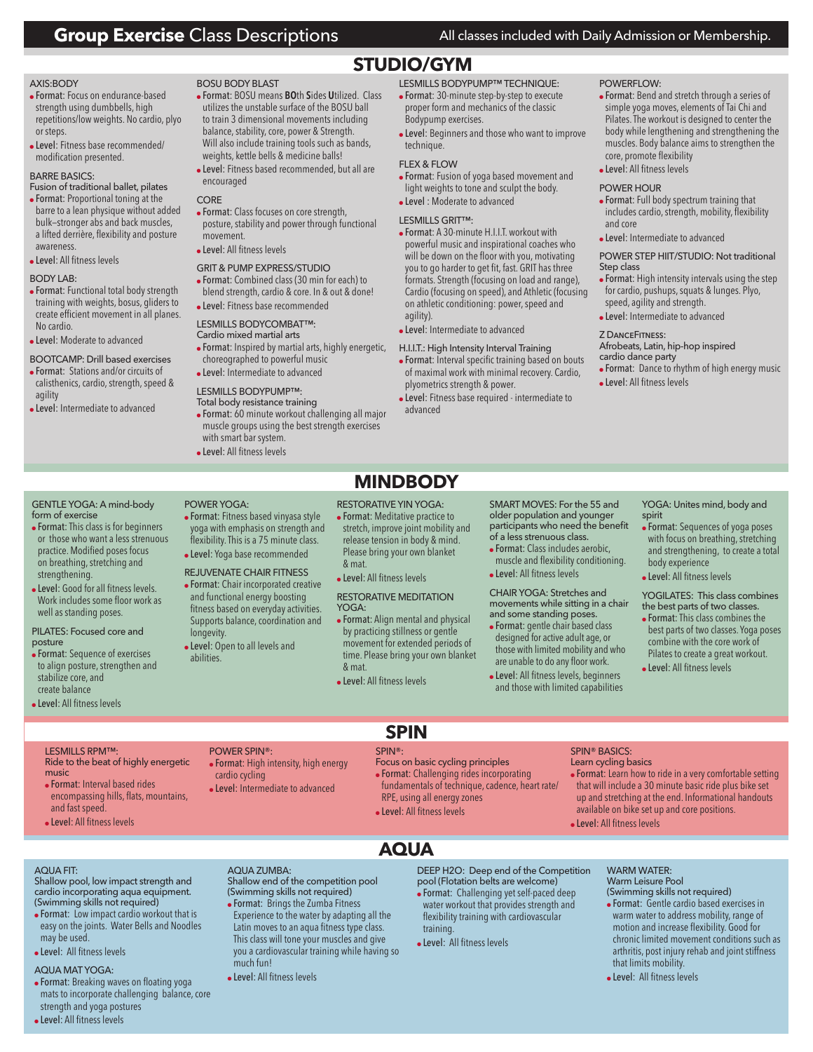# **Group Exercise** Class Descriptions

All classes included with Daily Admission or Membership.

## STUDIO/GYM

AXIS:BODY
- **Format**: Focus on endurance-based strength using dumbbells, high repetitions/low weights. No cardio, plyo or steps.
- **Level**: Fitness base recommended/ modification presented.

BARRE BASICS:
Fusion of traditional ballet, pilates
- **Format**: Proportional toning at the barre to a lean physique without added bulk–stronger abs and back muscles, a lifted derrière, flexibility and posture awareness.
- **Level**: All fitness levels

BODY LAB:
- **Format**: Functional total body strength training with weights, bosus, gliders to create efficient movement in all planes. No cardio.
- **Level**: Moderate to advanced

BOOTCAMP: Drill based exercises
- **Format**: Stations and/or circuits of calisthenics, cardio, strength, speed & agility
- **Level**: Intermediate to advanced

BOSU BODY BLAST
- **Format**: BOSU means **BO**th **S**ides **U**tilized. Class utilizes the unstable surface of the BOSU ball to train 3 dimensional movements including balance, stability, core, power & Strength. Will also include training tools such as bands, weights, kettle bells & medicine balls!
- **Level**: Fitness based recommended, but all are encouraged

CORE
- **Format**: Class focuses on core strength, posture, stability and power through functional movement.
- **Level**: All fitness levels

GRIT & PUMP EXPRESS/STUDIO
- **Format**: Combined class (30 min for each) to blend strength, cardio & core. In & out & done!
- **Level**: Fitness base recommended

LESMILLS BODYCOMBAT™:
Cardio mixed martial arts
- **Format**: Inspired by martial arts, highly energetic, choreographed to powerful music
- **Level**: Intermediate to advanced

LESMILLS BODYPUMP™:
Total body resistance training
- **Format**: 60 minute workout challenging all major muscle groups using the best strength exercises with smart bar system.
- **Level**: All fitness levels

LESMILLS BODYPUMP™ TECHNIQUE:
- **Format**: 30-minute step-by-step to execute proper form and mechanics of the classic Bodypump exercises.
- **Level**: Beginners and those who want to improve technique.

FLEX & FLOW
- **Format**: Fusion of yoga based movement and light weights to tone and sculpt the body.
- **Level** : Moderate to advanced

LESMILLS GRIT™:
- **Format**: A 30-minute H.I.I.T. workout with powerful music and inspirational coaches who will be down on the floor with you, motivating you to go harder to get fit, fast. GRIT has three formats. Strength (focusing on load and range), Cardio (focusing on speed), and Athletic (focusing on athletic conditioning: power, speed and agility).
- **Level**: Intermediate to advanced

H.I.I.T.: High Intensity Interval Training
- **Format**: Interval specific training based on bouts of maximal work with minimal recovery. Cardio, plyometrics strength & power.
- **Level**: Fitness base required - intermediate to advanced

POWERFLOW:
- **Format**: Bend and stretch through a series of simple yoga moves, elements of Tai Chi and Pilates. The workout is designed to center the body while lengthening and strengthening the muscles. Body balance aims to strengthen the core, promote flexibility
- **Level**: All fitness levels

POWER HOUR
- **Format**: Full body spectrum training that includes cardio, strength, mobility, flexibility and core
- **Level**: Intermediate to advanced

POWER STEP HIIT/STUDIO: Not traditional Step class
- **Format**: High intensity intervals using the step for cardio, pushups, squats & lunges. Plyo, speed, agility and strength.
- **Level**: Intermediate to advanced

Z DANCEFITNESS:
Afrobeats, Latin, hip-hop inspired cardio dance party
- **Format**: Dance to rhythm of high energy music
- **Level**: All fitness levels

## MINDBODY

GENTLE YOGA: A mind-body form of exercise
- **Format**: This class is for beginners or those who want a less strenuous practice. Modified poses focus on breathing, stretching and strengthening.
- **Level**: Good for all fitness levels. Work includes some floor work as well as standing poses.

PILATES: Focused core and posture
- **Format**: Sequence of exercises to align posture, strengthen and stabilize core, and create balance
- **Level**: All fitness levels

POWER YOGA:
- **Format**: Fitness based vinyasa style yoga with emphasis on strength and flexibility. This is a 75 minute class.
- **Level**: Yoga base recommended

REJUVENATE CHAIR FITNESS
- **Format**: Chair incorporated creative and functional energy boosting fitness based on everyday activities. Supports balance, coordination and longevity.
- **Level**: Open to all levels and abilities.

RESTORATIVE YIN YOGA:
- **Format**: Meditative practice to stretch, improve joint mobility and release tension in body & mind. Please bring your own blanket & mat.
- **Level**: All fitness levels

RESTORATIVE MEDITATION YOGA:
- **Format**: Align mental and physical by practicing stillness or gentle movement for extended periods of time. Please bring your own blanket & mat.
- **Level**: All fitness levels

SMART MOVES: For the 55 and older population and younger participants who need the benefit of a less strenuous class.
- **Format**: Class includes aerobic, muscle and flexibility conditioning.
- **Level**: All fitness levels

CHAIR YOGA: Stretches and movements while sitting in a chair and some standing poses.
- **Format**: gentle chair based class designed for active adult age, or those with limited mobility and who are unable to do any floor work.
- **Level**: All fitness levels, beginners and those with limited capabilities

YOGA: Unites mind, body and spirit
- **Format**: Sequences of yoga poses with focus on breathing, stretching and strengthening, to create a total body experience
- **Level**: All fitness levels

YOGILATES: This class combines the best parts of two classes.
- **Format**: This class combines the best parts of two classes. Yoga poses combine with the core work of Pilates to create a great workout.
- **Level**: All fitness levels

## SPIN

LESMILLS RPM™:
Ride to the beat of highly energetic music
- **Format**: Interval based rides encompassing hills, flats, mountains, and fast speed.
- **Level**: All fitness levels

POWER SPIN®:
- **Format**: High intensity, high energy cardio cycling
- **Level**: Intermediate to advanced

SPIN®:
Focus on basic cycling principles
- **Format**: Challenging rides incorporating fundamentals of technique, cadence, heart rate/ RPE, using all energy zones
- **Level**: All fitness levels

SPIN® BASICS:
Learn cycling basics
- **Format**: Learn how to ride in a very comfortable setting that will include a 30 minute basic ride plus bike set up and stretching at the end. Informational handouts available on bike set up and core positions.
- **Level**: All fitness levels

## AQUA

AQUA FIT:
Shallow pool, low impact strength and cardio incorporating aqua equipment. (Swimming skills not required)
- **Format**: Low impact cardio workout that is easy on the joints. Water Bells and Noodles may be used.
- **Level**: All fitness levels

AQUA MAT YOGA:
- **Format**: Breaking waves on floating yoga mats to incorporate challenging balance, core strength and yoga postures
- **Level**: All fitness levels

AQUA ZUMBA:
Shallow end of the competition pool (Swimming skills not required)
- **Format**: Brings the Zumba Fitness Experience to the water by adapting all the Latin moves to an aqua fitness type class. This class will tone your muscles and give you a cardiovascular training while having so much fun!
- **Level**: All fitness levels

DEEP H2O: Deep end of the Competition pool (Flotation belts are welcome)
- **Format**: Challenging yet self-paced deep water workout that provides strength and flexibility training with cardiovascular training.
- **Level**: All fitness levels

WARM WATER:
Warm Leisure Pool
(Swimming skills not required)
- **Format**: Gentle cardio based exercises in warm water to address mobility, range of motion and increase flexibility. Good for chronic limited movement conditions such as arthritis, post injury rehab and joint stiffness that limits mobility.
- **Level**: All fitness levels